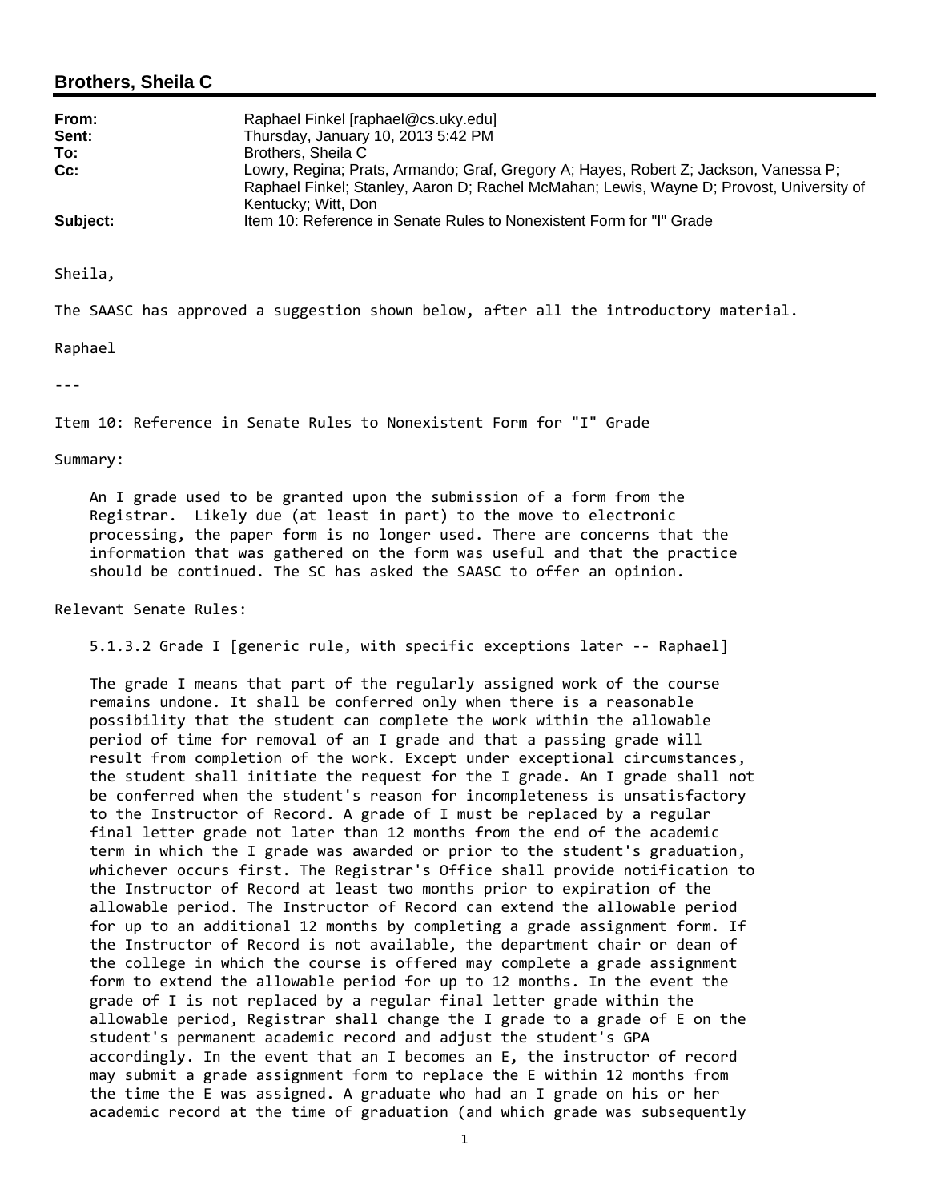## Brothers, Sheila C

| | |
|---|---|
| **From:** | Raphael Finkel [raphael@cs.uky.edu] |
| **Sent:** | Thursday, January 10, 2013 5:42 PM |
| **To:** | Brothers, Sheila C |
| **Cc:** | Lowry, Regina; Prats, Armando; Graf, Gregory A; Hayes, Robert Z; Jackson, Vanessa P; Raphael Finkel; Stanley, Aaron D; Rachel McMahan; Lewis, Wayne D; Provost, University of Kentucky; Witt, Don |
| **Subject:** | Item 10: Reference in Senate Rules to Nonexistent Form for "I" Grade |

Sheila,

The SAASC has approved a suggestion shown below, after all the introductory material.

Raphael

---

Item 10: Reference in Senate Rules to Nonexistent Form for "I" Grade

Summary:

An I grade used to be granted upon the submission of a form from the Registrar. Likely due (at least in part) to the move to electronic processing, the paper form is no longer used. There are concerns that the information that was gathered on the form was useful and that the practice should be continued. The SC has asked the SAASC to offer an opinion.

Relevant Senate Rules:

5.1.3.2 Grade I [generic rule, with specific exceptions later -- Raphael]

The grade I means that part of the regularly assigned work of the course remains undone. It shall be conferred only when there is a reasonable possibility that the student can complete the work within the allowable period of time for removal of an I grade and that a passing grade will result from completion of the work. Except under exceptional circumstances, the student shall initiate the request for the I grade. An I grade shall not be conferred when the student's reason for incompleteness is unsatisfactory to the Instructor of Record. A grade of I must be replaced by a regular final letter grade not later than 12 months from the end of the academic term in which the I grade was awarded or prior to the student's graduation, whichever occurs first. The Registrar's Office shall provide notification to the Instructor of Record at least two months prior to expiration of the allowable period. The Instructor of Record can extend the allowable period for up to an additional 12 months by completing a grade assignment form. If the Instructor of Record is not available, the department chair or dean of the college in which the course is offered may complete a grade assignment form to extend the allowable period for up to 12 months. In the event the grade of I is not replaced by a regular final letter grade within the allowable period, Registrar shall change the I grade to a grade of E on the student's permanent academic record and adjust the student's GPA accordingly. In the event that an I becomes an E, the instructor of record may submit a grade assignment form to replace the E within 12 months from the time the E was assigned. A graduate who had an I grade on his or her academic record at the time of graduation (and which grade was subsequently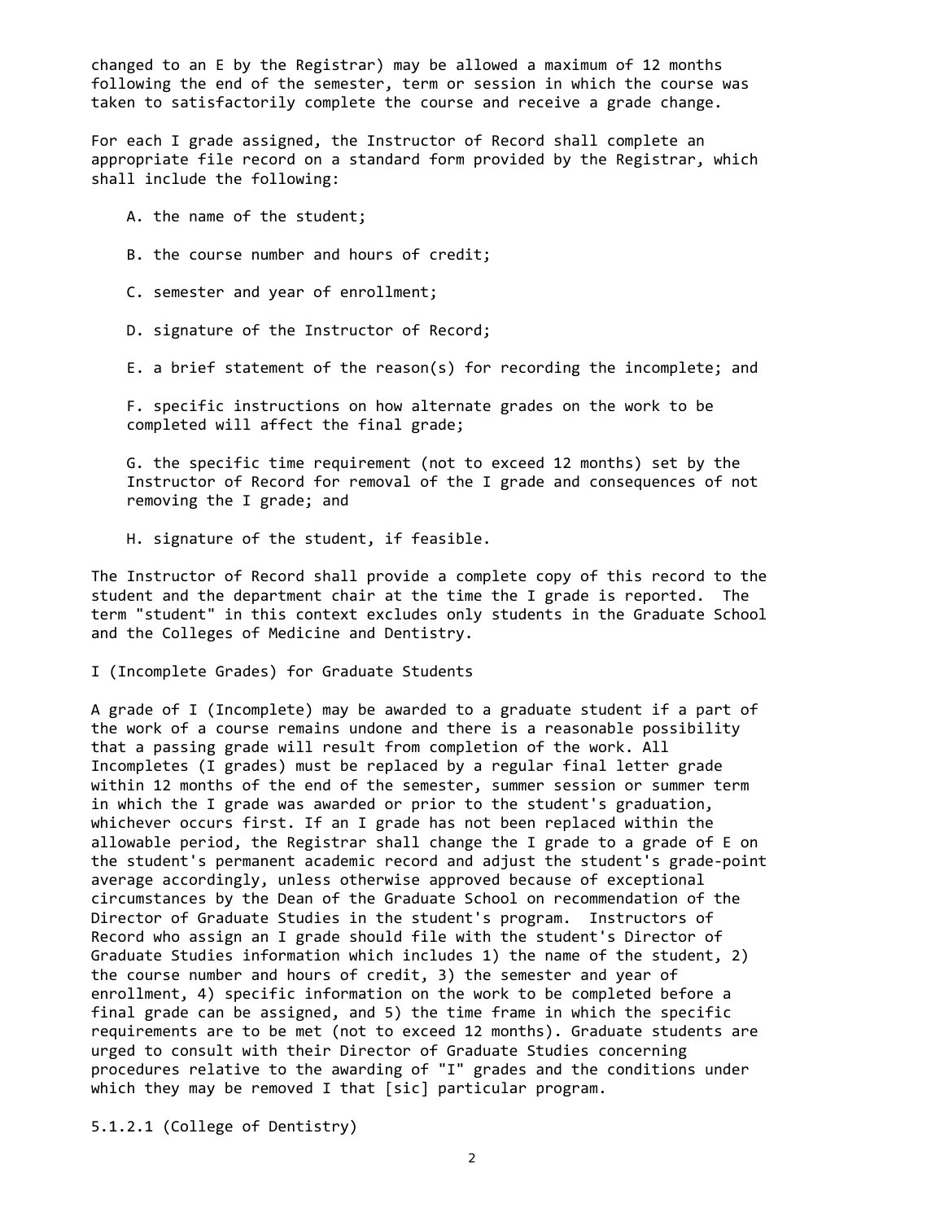changed to an E by the Registrar) may be allowed a maximum of 12 months following the end of the semester, term or session in which the course was taken to satisfactorily complete the course and receive a grade change.

For each I grade assigned, the Instructor of Record shall complete an appropriate file record on a standard form provided by the Registrar, which shall include the following:

A. the name of the student;

B. the course number and hours of credit;

C. semester and year of enrollment;

D. signature of the Instructor of Record;

E. a brief statement of the reason(s) for recording the incomplete; and

F. specific instructions on how alternate grades on the work to be completed will affect the final grade;

G. the specific time requirement (not to exceed 12 months) set by the Instructor of Record for removal of the I grade and consequences of not removing the I grade; and

H. signature of the student, if feasible.

The Instructor of Record shall provide a complete copy of this record to the student and the department chair at the time the I grade is reported. The term "student" in this context excludes only students in the Graduate School and the Colleges of Medicine and Dentistry.

I (Incomplete Grades) for Graduate Students

A grade of I (Incomplete) may be awarded to a graduate student if a part of the work of a course remains undone and there is a reasonable possibility that a passing grade will result from completion of the work. All Incompletes (I grades) must be replaced by a regular final letter grade within 12 months of the end of the semester, summer session or summer term in which the I grade was awarded or prior to the student's graduation, whichever occurs first. If an I grade has not been replaced within the allowable period, the Registrar shall change the I grade to a grade of E on the student's permanent academic record and adjust the student's grade-point average accordingly, unless otherwise approved because of exceptional circumstances by the Dean of the Graduate School on recommendation of the Director of Graduate Studies in the student's program. Instructors of Record who assign an I grade should file with the student's Director of Graduate Studies information which includes 1) the name of the student, 2) the course number and hours of credit, 3) the semester and year of enrollment, 4) specific information on the work to be completed before a final grade can be assigned, and 5) the time frame in which the specific requirements are to be met (not to exceed 12 months). Graduate students are urged to consult with their Director of Graduate Studies concerning procedures relative to the awarding of "I" grades and the conditions under which they may be removed I that [sic] particular program.

5.1.2.1 (College of Dentistry)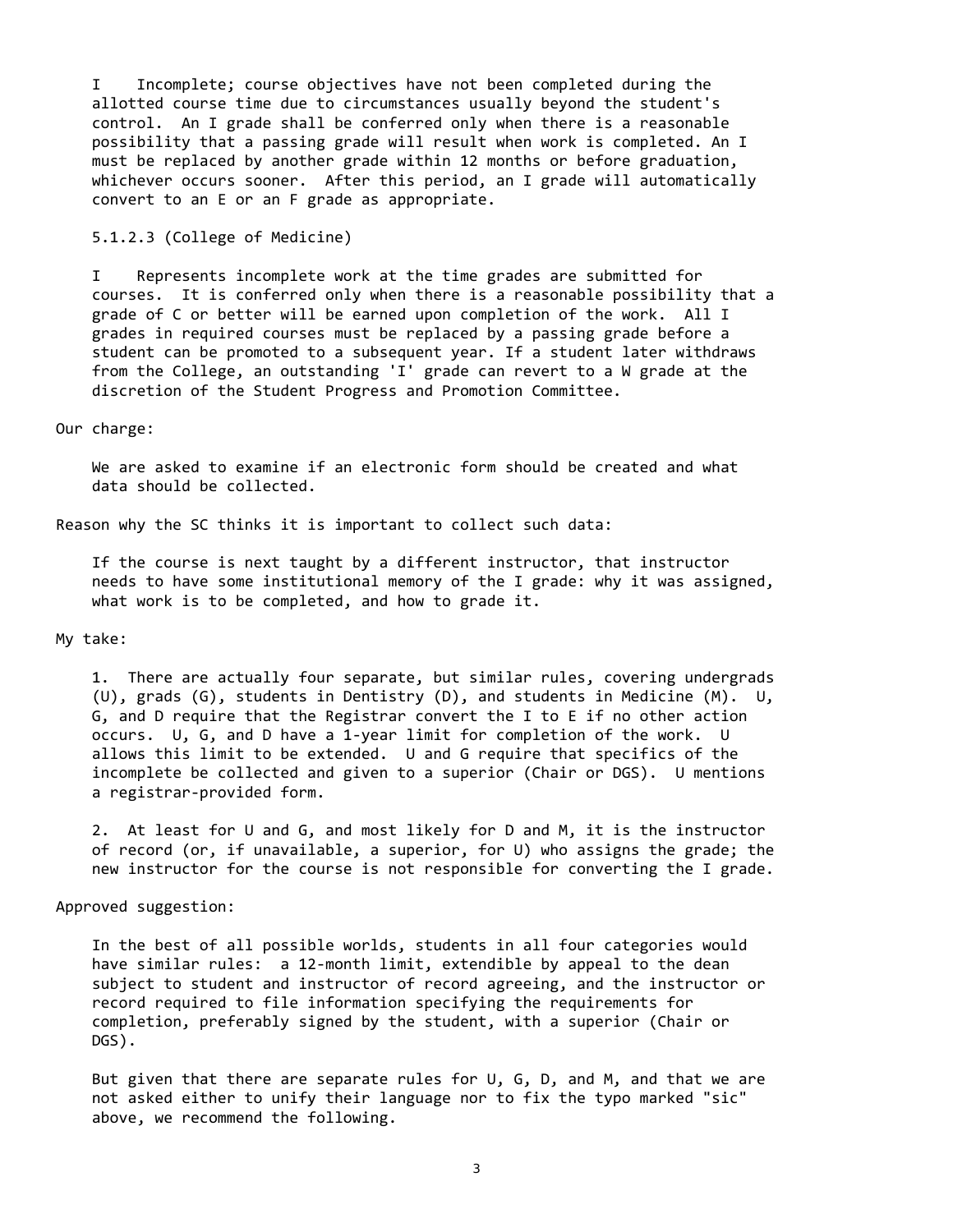I Incomplete; course objectives have not been completed during the allotted course time due to circumstances usually beyond the student's control. An I grade shall be conferred only when there is a reasonable possibility that a passing grade will result when work is completed. An I must be replaced by another grade within 12 months or before graduation, whichever occurs sooner. After this period, an I grade will automatically convert to an E or an F grade as appropriate.

5.1.2.3 (College of Medicine)

I Represents incomplete work at the time grades are submitted for courses. It is conferred only when there is a reasonable possibility that a grade of C or better will be earned upon completion of the work. All I grades in required courses must be replaced by a passing grade before a student can be promoted to a subsequent year. If a student later withdraws from the College, an outstanding 'I' grade can revert to a W grade at the discretion of the Student Progress and Promotion Committee.

Our charge:

We are asked to examine if an electronic form should be created and what data should be collected.

Reason why the SC thinks it is important to collect such data:

If the course is next taught by a different instructor, that instructor needs to have some institutional memory of the I grade: why it was assigned, what work is to be completed, and how to grade it.

My take:

1. There are actually four separate, but similar rules, covering undergrads (U), grads (G), students in Dentistry (D), and students in Medicine (M). U, G, and D require that the Registrar convert the I to E if no other action occurs. U, G, and D have a 1-year limit for completion of the work. U allows this limit to be extended. U and G require that specifics of the incomplete be collected and given to a superior (Chair or DGS). U mentions a registrar-provided form.

2. At least for U and G, and most likely for D and M, it is the instructor of record (or, if unavailable, a superior, for U) who assigns the grade; the new instructor for the course is not responsible for converting the I grade.

Approved suggestion:

In the best of all possible worlds, students in all four categories would have similar rules: a 12-month limit, extendible by appeal to the dean subject to student and instructor of record agreeing, and the instructor or record required to file information specifying the requirements for completion, preferably signed by the student, with a superior (Chair or DGS).

But given that there are separate rules for U, G, D, and M, and that we are not asked either to unify their language nor to fix the typo marked "sic" above, we recommend the following.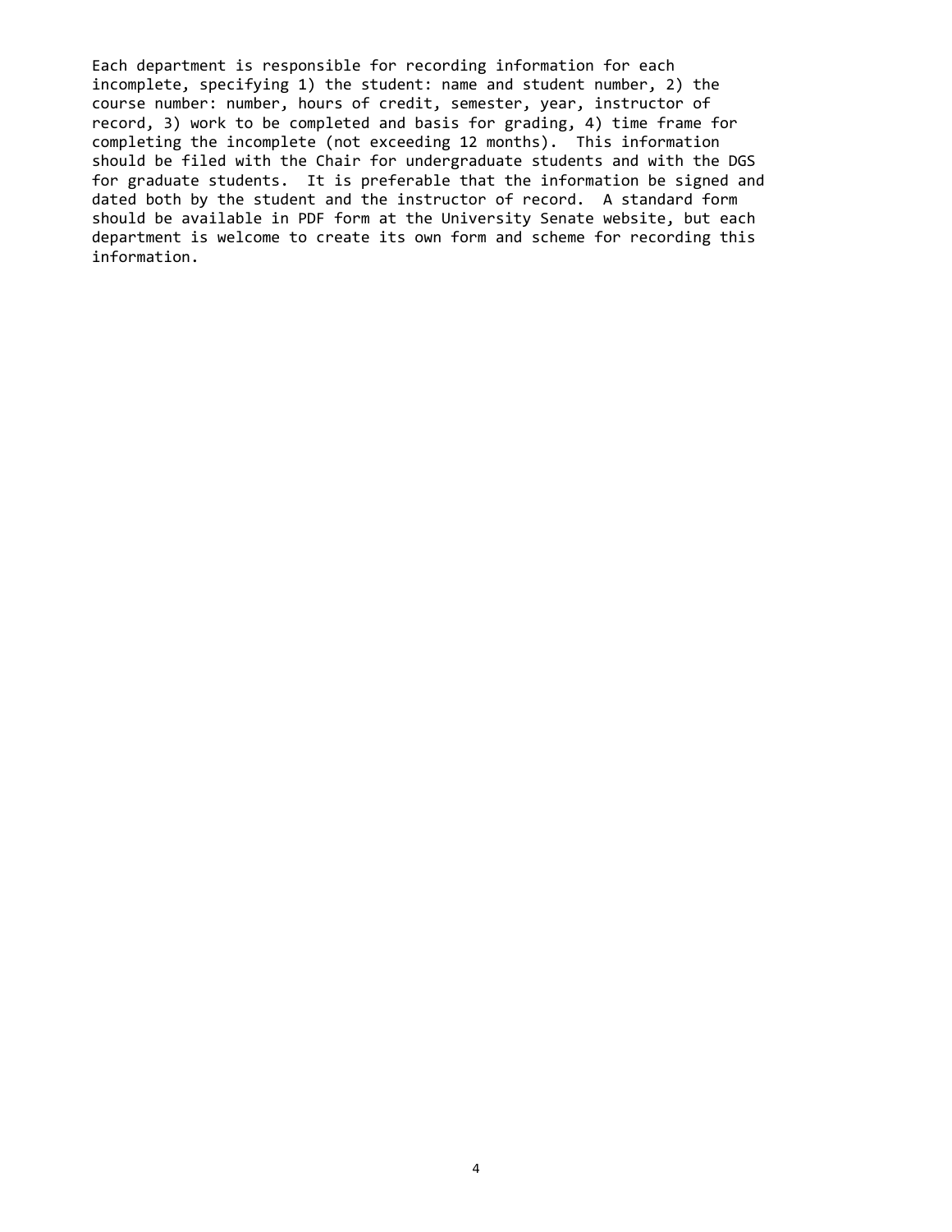Each department is responsible for recording information for each incomplete, specifying 1) the student: name and student number, 2) the course number: number, hours of credit, semester, year, instructor of record, 3) work to be completed and basis for grading, 4) time frame for completing the incomplete (not exceeding 12 months). This information should be filed with the Chair for undergraduate students and with the DGS for graduate students. It is preferable that the information be signed and dated both by the student and the instructor of record. A standard form should be available in PDF form at the University Senate website, but each department is welcome to create its own form and scheme for recording this information.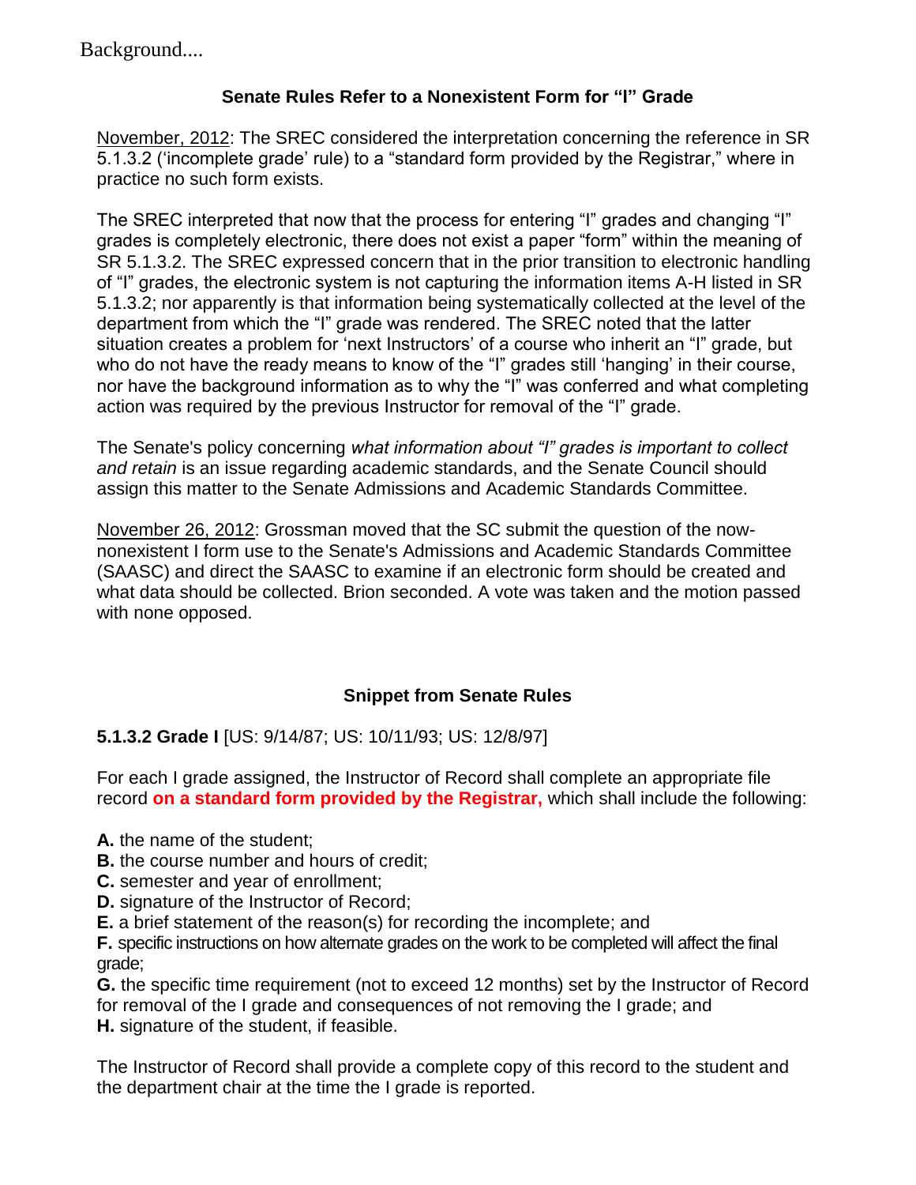Background....

## Senate Rules Refer to a Nonexistent Form for "I" Grade

November, 2012: The SREC considered the interpretation concerning the reference in SR 5.1.3.2 ('incomplete grade' rule) to a "standard form provided by the Registrar," where in practice no such form exists.

The SREC interpreted that now that the process for entering "I" grades and changing "I" grades is completely electronic, there does not exist a paper "form" within the meaning of SR 5.1.3.2. The SREC expressed concern that in the prior transition to electronic handling of "I" grades, the electronic system is not capturing the information items A-H listed in SR 5.1.3.2; nor apparently is that information being systematically collected at the level of the department from which the "I" grade was rendered. The SREC noted that the latter situation creates a problem for 'next Instructors' of a course who inherit an "I" grade, but who do not have the ready means to know of the "I" grades still 'hanging' in their course, nor have the background information as to why the "I" was conferred and what completing action was required by the previous Instructor for removal of the "I" grade.

The Senate's policy concerning *what information about "I" grades is important to collect and retain* is an issue regarding academic standards, and the Senate Council should assign this matter to the Senate Admissions and Academic Standards Committee.

November 26, 2012: Grossman moved that the SC submit the question of the now-nonexistent I form use to the Senate's Admissions and Academic Standards Committee (SAASC) and direct the SAASC to examine if an electronic form should be created and what data should be collected. Brion seconded. A vote was taken and the motion passed with none opposed.

## Snippet from Senate Rules

**5.1.3.2 Grade I** [US: 9/14/87; US: 10/11/93; US: 12/8/97]

For each I grade assigned, the Instructor of Record shall complete an appropriate file record **on a standard form provided by the Registrar,** which shall include the following:

**A.** the name of the student;
**B.** the course number and hours of credit;
**C.** semester and year of enrollment;
**D.** signature of the Instructor of Record;
**E.** a brief statement of the reason(s) for recording the incomplete; and
**F.** specific instructions on how alternate grades on the work to be completed will affect the final grade;
**G.** the specific time requirement (not to exceed 12 months) set by the Instructor of Record for removal of the I grade and consequences of not removing the I grade; and
**H.** signature of the student, if feasible.

The Instructor of Record shall provide a complete copy of this record to the student and the department chair at the time the I grade is reported.